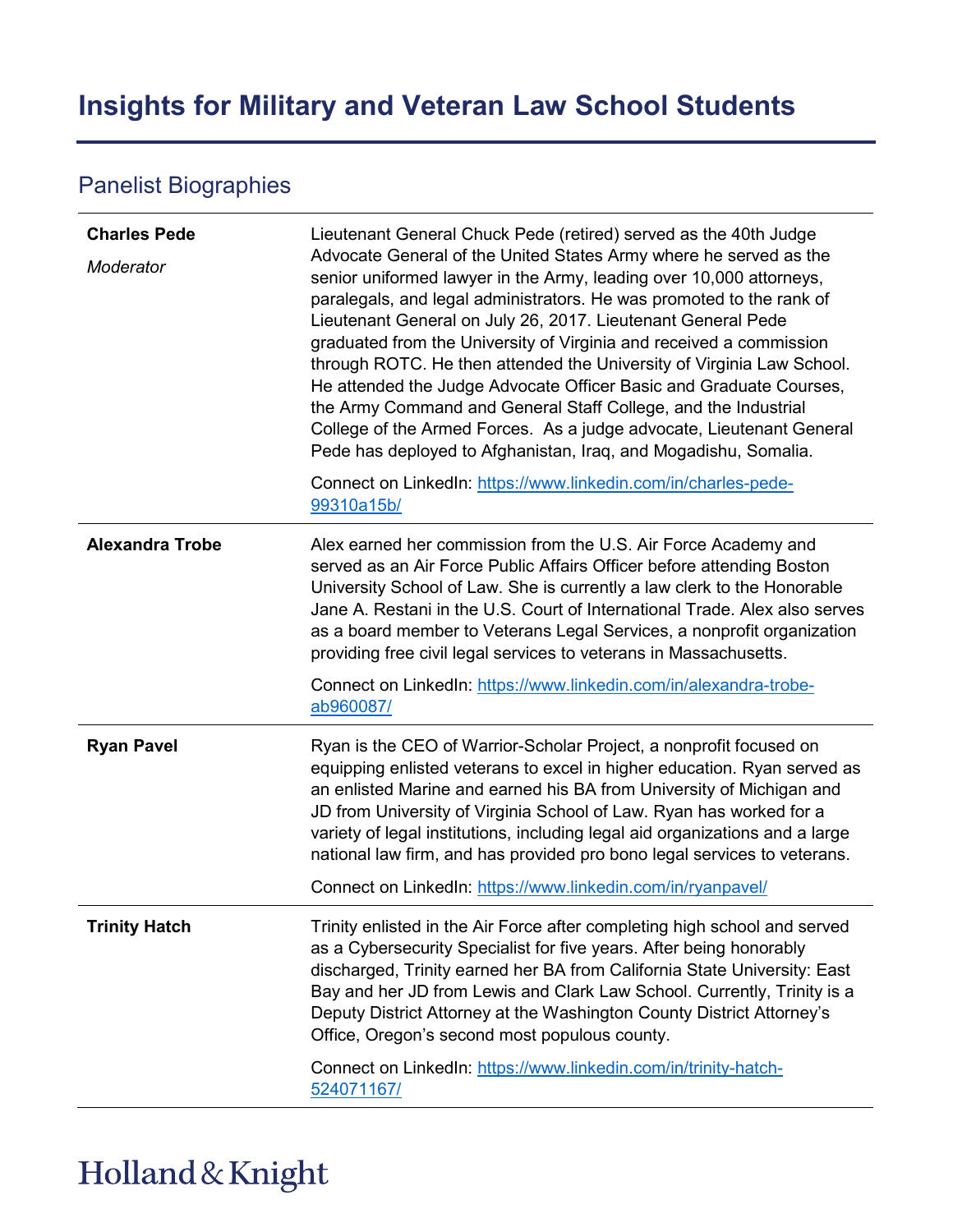# Insights for Military and Veteran Law School Students

## Panelist Biographies

| | |
|---|---|
| **Charles Pede**<br>*Moderator* | Lieutenant General Chuck Pede (retired) served as the 40th Judge Advocate General of the United States Army where he served as the senior uniformed lawyer in the Army, leading over 10,000 attorneys, paralegals, and legal administrators. He was promoted to the rank of Lieutenant General on July 26, 2017. Lieutenant General Pede graduated from the University of Virginia and received a commission through ROTC. He then attended the University of Virginia Law School. He attended the Judge Advocate Officer Basic and Graduate Courses, the Army Command and General Staff College, and the Industrial College of the Armed Forces. As a judge advocate, Lieutenant General Pede has deployed to Afghanistan, Iraq, and Mogadishu, Somalia.<br><br>Connect on LinkedIn: [https://www.linkedin.com/in/charles-pede-99310a15b/](https://www.linkedin.com/in/charles-pede-99310a15b/) |
| **Alexandra Trobe** | Alex earned her commission from the U.S. Air Force Academy and served as an Air Force Public Affairs Officer before attending Boston University School of Law. She is currently a law clerk to the Honorable Jane A. Restani in the U.S. Court of International Trade. Alex also serves as a board member to Veterans Legal Services, a nonprofit organization providing free civil legal services to veterans in Massachusetts.<br><br>Connect on LinkedIn: [https://www.linkedin.com/in/alexandra-trobe-ab960087/](https://www.linkedin.com/in/alexandra-trobe-ab960087/) |
| **Ryan Pavel** | Ryan is the CEO of Warrior-Scholar Project, a nonprofit focused on equipping enlisted veterans to excel in higher education. Ryan served as an enlisted Marine and earned his BA from University of Michigan and JD from University of Virginia School of Law. Ryan has worked for a variety of legal institutions, including legal aid organizations and a large national law firm, and has provided pro bono legal services to veterans.<br><br>Connect on LinkedIn: [https://www.linkedin.com/in/ryanpavel/](https://www.linkedin.com/in/ryanpavel/) |
| **Trinity Hatch** | Trinity enlisted in the Air Force after completing high school and served as a Cybersecurity Specialist for five years. After being honorably discharged, Trinity earned her BA from California State University: East Bay and her JD from Lewis and Clark Law School. Currently, Trinity is a Deputy District Attorney at the Washington County District Attorney's Office, Oregon's second most populous county.<br><br>Connect on LinkedIn: [https://www.linkedin.com/in/trinity-hatch-524071167/](https://www.linkedin.com/in/trinity-hatch-524071167/) |

Holland & Knight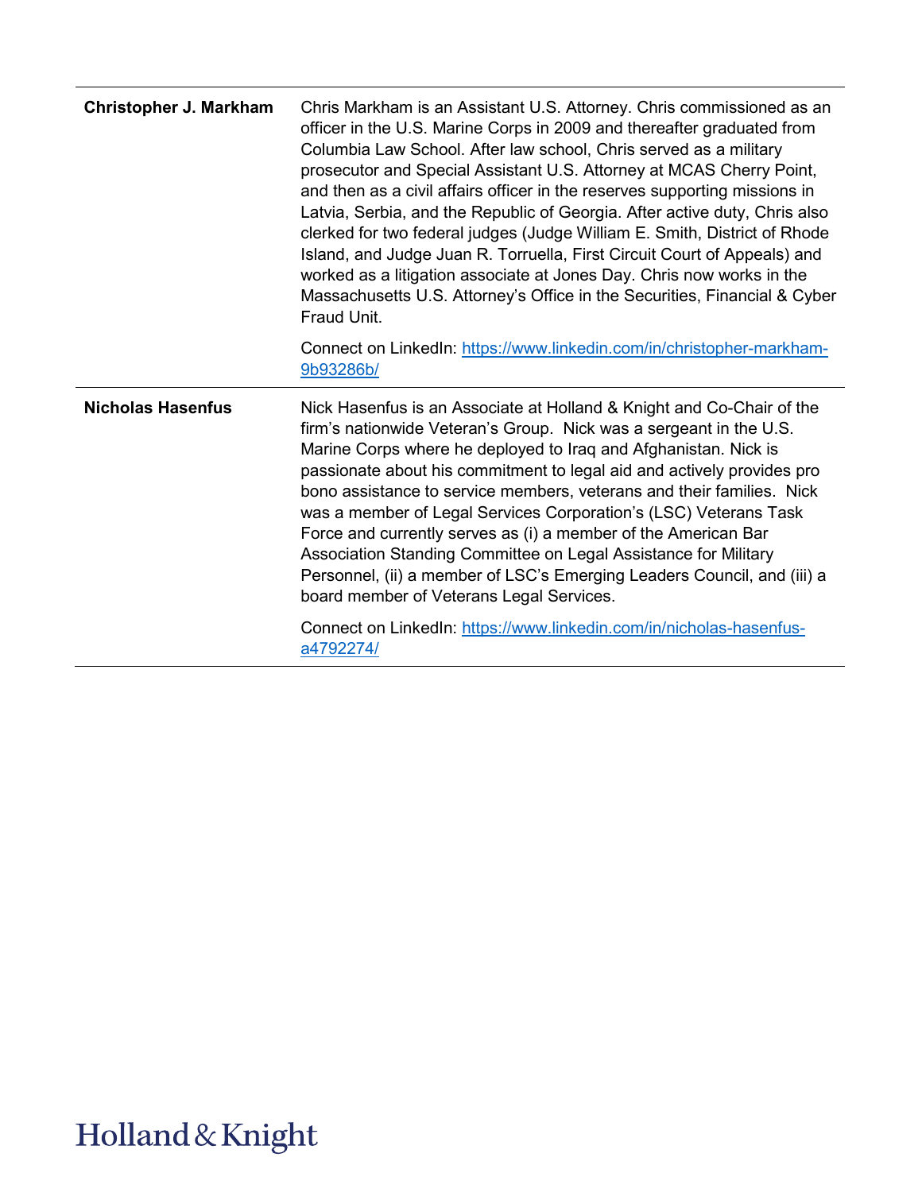| | |
|---|---|
| **Christopher J. Markham** | Chris Markham is an Assistant U.S. Attorney. Chris commissioned as an officer in the U.S. Marine Corps in 2009 and thereafter graduated from Columbia Law School. After law school, Chris served as a military prosecutor and Special Assistant U.S. Attorney at MCAS Cherry Point, and then as a civil affairs officer in the reserves supporting missions in Latvia, Serbia, and the Republic of Georgia. After active duty, Chris also clerked for two federal judges (Judge William E. Smith, District of Rhode Island, and Judge Juan R. Torruella, First Circuit Court of Appeals) and worked as a litigation associate at Jones Day. Chris now works in the Massachusetts U.S. Attorney's Office in the Securities, Financial & Cyber Fraud Unit.<br><br>Connect on LinkedIn: https://www.linkedin.com/in/christopher-markham-9b93286b/ |
| **Nicholas Hasenfus** | Nick Hasenfus is an Associate at Holland & Knight and Co-Chair of the firm's nationwide Veteran's Group. Nick was a sergeant in the U.S. Marine Corps where he deployed to Iraq and Afghanistan. Nick is passionate about his commitment to legal aid and actively provides pro bono assistance to service members, veterans and their families. Nick was a member of Legal Services Corporation's (LSC) Veterans Task Force and currently serves as (i) a member of the American Bar Association Standing Committee on Legal Assistance for Military Personnel, (ii) a member of LSC's Emerging Leaders Council, and (iii) a board member of Veterans Legal Services.<br><br>Connect on LinkedIn: https://www.linkedin.com/in/nicholas-hasenfus-a4792274/ |

Holland & Knight